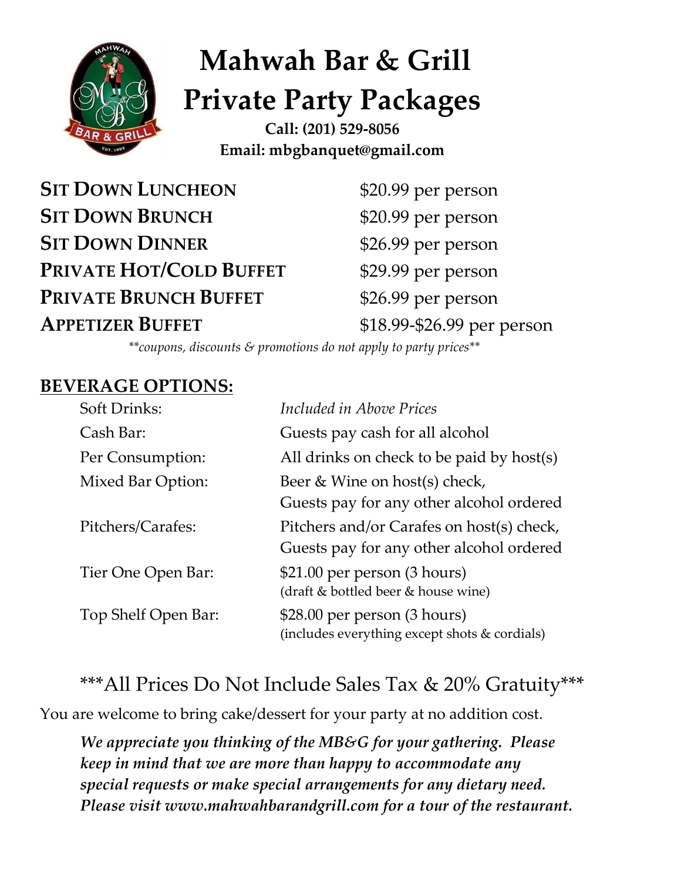# Mahwah Bar & Grill Private Party Packages

**Call: (201) 529-8056**
**Email: mbgbanquet@gmail.com**

| Package | Price |
|---|---|
| **SIT DOWN LUNCHEON** | $20.99 per person |
| **SIT DOWN BRUNCH** | $20.99 per person |
| **SIT DOWN DINNER** | $26.99 per person |
| **PRIVATE HOT/COLD BUFFET** | $29.99 per person |
| **PRIVATE BRUNCH BUFFET** | $26.99 per person |
| **APPETIZER BUFFET** | $18.99-$26.99 per person |

*\*\*coupons, discounts & promotions do not apply to party prices\*\**

## BEVERAGE OPTIONS:

| Option | Details |
|---|---|
| Soft Drinks: | *Included in Above Prices* |
| Cash Bar: | Guests pay cash for all alcohol |
| Per Consumption: | All drinks on check to be paid by host(s) |
| Mixed Bar Option: | Beer & Wine on host(s) check, Guests pay for any other alcohol ordered |
| Pitchers/Carafes: | Pitchers and/or Carafes on host(s) check, Guests pay for any other alcohol ordered |
| Tier One Open Bar: | $21.00 per person (3 hours) (draft & bottled beer & house wine) |
| Top Shelf Open Bar: | $28.00 per person (3 hours) (includes everything except shots & cordials) |

\*\*\*All Prices Do Not Include Sales Tax & 20% Gratuity\*\*\*

You are welcome to bring cake/dessert for your party at no addition cost.

***We appreciate you thinking of the MB&G for your gathering. Please keep in mind that we are more than happy to accommodate any special requests or make special arrangements for any dietary need. Please visit www.mahwahbarandgrill.com for a tour of the restaurant.***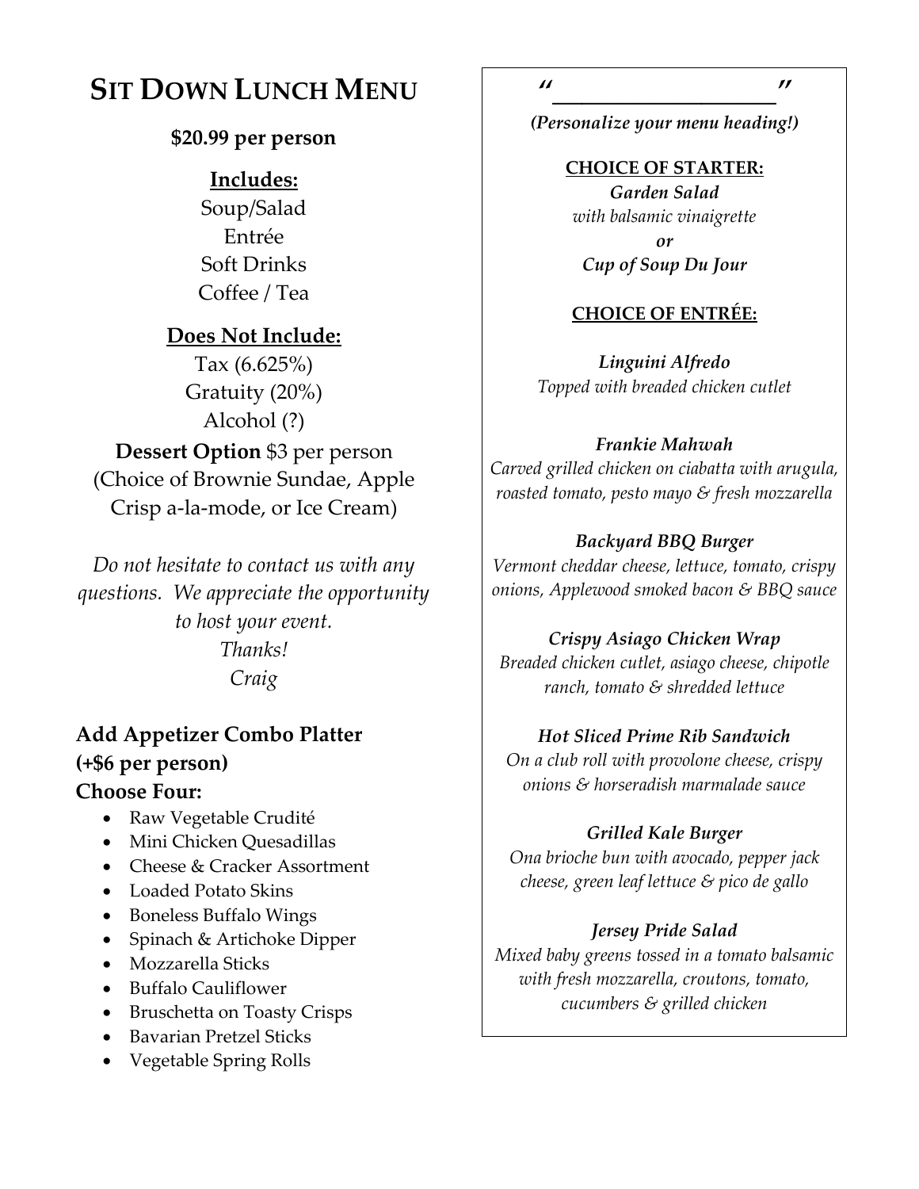# SIT DOWN LUNCH MENU

**$20.99 per person**

**Includes:**

Soup/Salad
Entrée
Soft Drinks
Coffee / Tea

**Does Not Include:**

Tax (6.625%)
Gratuity (20%)
Alcohol (?)

**Dessert Option** $3 per person
(Choice of Brownie Sundae, Apple Crisp a-la-mode, or Ice Cream)

*Do not hesitate to contact us with any questions. We appreciate the opportunity to host your event.*
*Thanks!*
*Craig*

### Add Appetizer Combo Platter (+$6 per person)

### Choose Four:

- Raw Vegetable Crudité
- Mini Chicken Quesadillas
- Cheese & Cracker Assortment
- Loaded Potato Skins
- Boneless Buffalo Wings
- Spinach & Artichoke Dipper
- Mozzarella Sticks
- Buffalo Cauliflower
- Bruschetta on Toasty Crisps
- Bavarian Pretzel Sticks
- Vegetable Spring Rolls

---

*"____________________"*

*(Personalize your menu heading!)*

**CHOICE OF STARTER:**

***Garden Salad***
*with balsamic vinaigrette*
***or***
***Cup of Soup Du Jour***

**CHOICE OF ENTRÉE:**

***Linguini Alfredo***
*Topped with breaded chicken cutlet*

***Frankie Mahwah***
*Carved grilled chicken on ciabatta with arugula, roasted tomato, pesto mayo & fresh mozzarella*

***Backyard BBQ Burger***
*Vermont cheddar cheese, lettuce, tomato, crispy onions, Applewood smoked bacon & BBQ sauce*

***Crispy Asiago Chicken Wrap***
*Breaded chicken cutlet, asiago cheese, chipotle ranch, tomato & shredded lettuce*

***Hot Sliced Prime Rib Sandwich***
*On a club roll with provolone cheese, crispy onions & horseradish marmalade sauce*

***Grilled Kale Burger***
*Ona brioche bun with avocado, pepper jack cheese, green leaf lettuce & pico de gallo*

***Jersey Pride Salad***
*Mixed baby greens tossed in a tomato balsamic with fresh mozzarella, croutons, tomato, cucumbers & grilled chicken*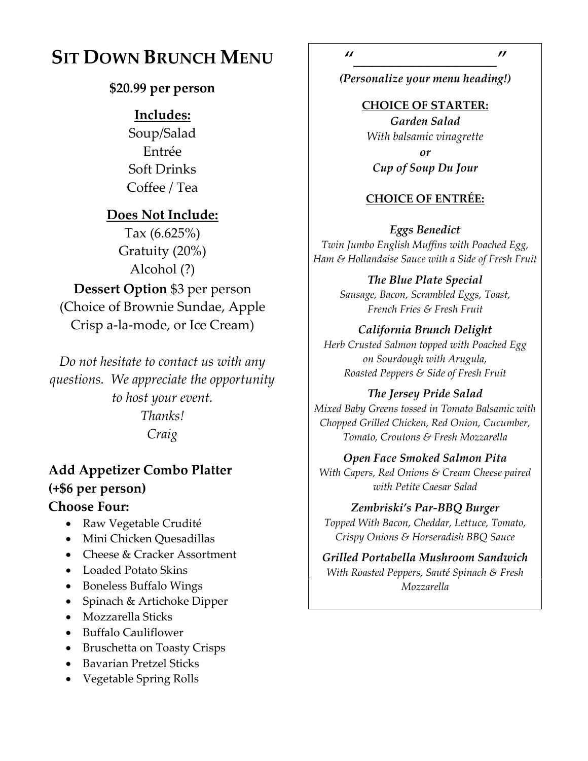# SIT DOWN BRUNCH MENU

**$20.99 per person**

**Includes:**

Soup/Salad
Entrée
Soft Drinks
Coffee / Tea

**Does Not Include:**

Tax (6.625%)
Gratuity (20%)
Alcohol (?)

**Dessert Option** $3 per person
(Choice of Brownie Sundae, Apple Crisp a-la-mode, or Ice Cream)

*Do not hesitate to contact us with any questions. We appreciate the opportunity to host your event.*
*Thanks!*
*Craig*

## Add Appetizer Combo Platter (+$6 per person)

**Choose Four:**

- Raw Vegetable Crudité
- Mini Chicken Quesadillas
- Cheese & Cracker Assortment
- Loaded Potato Skins
- Boneless Buffalo Wings
- Spinach & Artichoke Dipper
- Mozzarella Sticks
- Buffalo Cauliflower
- Bruschetta on Toasty Crisps
- Bavarian Pretzel Sticks
- Vegetable Spring Rolls

---

"____________________"

***(Personalize your menu heading!)***

**CHOICE OF STARTER:**

***Garden Salad***
*With balsamic vinaigrette*
***or***
***Cup of Soup Du Jour***

**CHOICE OF ENTRÉE:**

***Eggs Benedict***
*Twin Jumbo English Muffins with Poached Egg, Ham & Hollandaise Sauce with a Side of Fresh Fruit*

***The Blue Plate Special***
*Sausage, Bacon, Scrambled Eggs, Toast, French Fries & Fresh Fruit*

***California Brunch Delight***
*Herb Crusted Salmon topped with Poached Egg on Sourdough with Arugula, Roasted Peppers & Side of Fresh Fruit*

***The Jersey Pride Salad***
*Mixed Baby Greens tossed in Tomato Balsamic with Chopped Grilled Chicken, Red Onion, Cucumber, Tomato, Croutons & Fresh Mozzarella*

***Open Face Smoked Salmon Pita***
*With Capers, Red Onions & Cream Cheese paired with Petite Caesar Salad*

***Zembriski's Par-BBQ Burger***
*Topped With Bacon, Cheddar, Lettuce, Tomato, Crispy Onions & Horseradish BBQ Sauce*

***Grilled Portabella Mushroom Sandwich***
*With Roasted Peppers, Sauté Spinach & Fresh Mozzarella*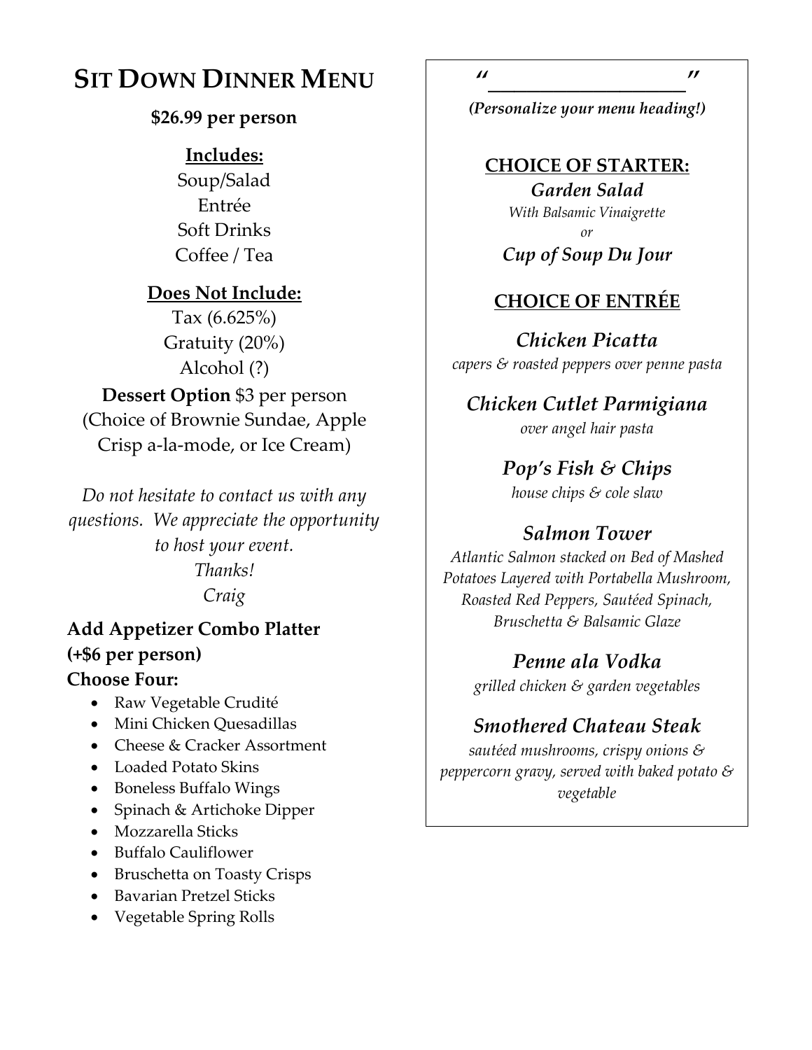# SIT DOWN DINNER MENU

**$26.99 per person**

**Includes:**

Soup/Salad
Entrée
Soft Drinks
Coffee / Tea

**Does Not Include:**

Tax (6.625%)
Gratuity (20%)
Alcohol (?)

**Dessert Option** $3 per person
(Choice of Brownie Sundae, Apple Crisp a-la-mode, or Ice Cream)

*Do not hesitate to contact us with any questions. We appreciate the opportunity to host your event.*
*Thanks!*
*Craig*

**Add Appetizer Combo Platter (+$6 per person)**
**Choose Four:**

- Raw Vegetable Crudité
- Mini Chicken Quesadillas
- Cheese & Cracker Assortment
- Loaded Potato Skins
- Boneless Buffalo Wings
- Spinach & Artichoke Dipper
- Mozzarella Sticks
- Buffalo Cauliflower
- Bruschetta on Toasty Crisps
- Bavarian Pretzel Sticks
- Vegetable Spring Rolls

"____________________"

***(Personalize your menu heading!)***

## CHOICE OF STARTER:

***Garden Salad***
*With Balsamic Vinaigrette*
*or*
***Cup of Soup Du Jour***

## CHOICE OF ENTRÉE

***Chicken Picatta***
*capers & roasted peppers over penne pasta*

***Chicken Cutlet Parmigiana***
*over angel hair pasta*

***Pop's Fish & Chips***
*house chips & cole slaw*

***Salmon Tower***
*Atlantic Salmon stacked on Bed of Mashed Potatoes Layered with Portabella Mushroom, Roasted Red Peppers, Sautéed Spinach, Bruschetta & Balsamic Glaze*

***Penne ala Vodka***
*grilled chicken & garden vegetables*

***Smothered Chateau Steak***
*sautéed mushrooms, crispy onions & peppercorn gravy, served with baked potato & vegetable*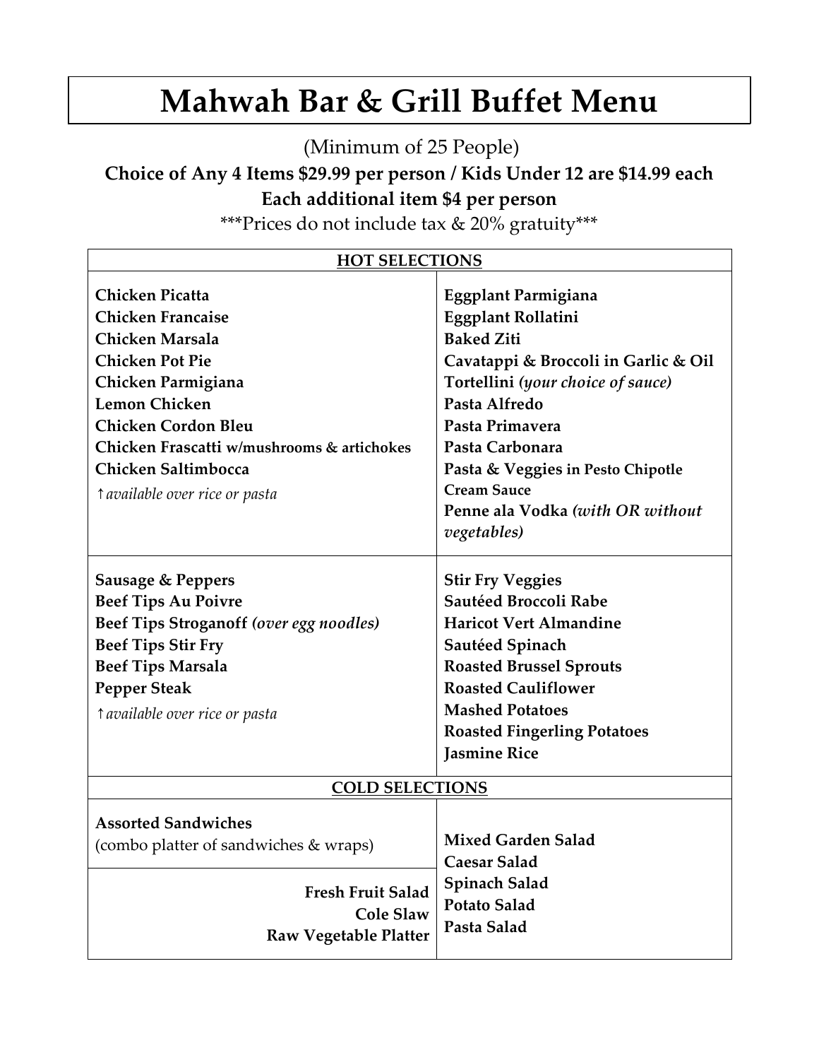# Mahwah Bar & Grill Buffet Menu

(Minimum of 25 People)

**Choice of Any 4 Items $29.99 per person / Kids Under 12 are $14.99 each**

**Each additional item $4 per person**

***Prices do not include tax & 20% gratuity***

## HOT SELECTIONS

**Chicken Picatta**
**Chicken Francaise**
**Chicken Marsala**
**Chicken Pot Pie**
**Chicken Parmigiana**
**Lemon Chicken**
**Chicken Cordon Bleu**
**Chicken Frascatti w/mushrooms & artichokes**
**Chicken Saltimbocca**
↑*available over rice or pasta*

**Eggplant Parmigiana**
**Eggplant Rollatini**
**Baked Ziti**
**Cavatappi & Broccoli in Garlic & Oil**
**Tortellini** *(your choice of sauce)*
**Pasta Alfredo**
**Pasta Primavera**
**Pasta Carbonara**
**Pasta & Veggies in Pesto Chipotle Cream Sauce**
**Penne ala Vodka** *(with OR without vegetables)*

**Sausage & Peppers**
**Beef Tips Au Poivre**
**Beef Tips Stroganoff** *(over egg noodles)*
**Beef Tips Stir Fry**
**Beef Tips Marsala**
**Pepper Steak**
↑*available over rice or pasta*

**Stir Fry Veggies**
**Sautéed Broccoli Rabe**
**Haricot Vert Almandine**
**Sautéed Spinach**
**Roasted Brussel Sprouts**
**Roasted Cauliflower**
**Mashed Potatoes**
**Roasted Fingerling Potatoes**
**Jasmine Rice**

## COLD SELECTIONS

**Assorted Sandwiches**
(combo platter of sandwiches & wraps)

**Fresh Fruit Salad**
**Cole Slaw**
**Raw Vegetable Platter**

**Mixed Garden Salad**
**Caesar Salad**
**Spinach Salad**
**Potato Salad**
**Pasta Salad**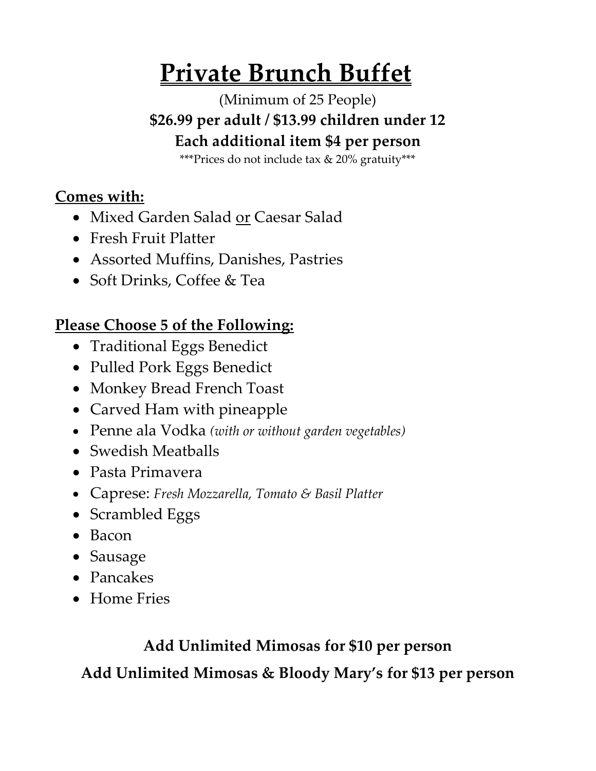# Private Brunch Buffet

(Minimum of 25 People)

**$26.99 per adult / $13.99 children under 12**

**Each additional item $4 per person**

***Prices do not include tax & 20% gratuity***

## Comes with:

- Mixed Garden Salad or Caesar Salad
- Fresh Fruit Platter
- Assorted Muffins, Danishes, Pastries
- Soft Drinks, Coffee & Tea

## Please Choose 5 of the Following:

- Traditional Eggs Benedict
- Pulled Pork Eggs Benedict
- Monkey Bread French Toast
- Carved Ham with pineapple
- Penne ala Vodka *(with or without garden vegetables)*
- Swedish Meatballs
- Pasta Primavera
- Caprese: *Fresh Mozzarella, Tomato & Basil Platter*
- Scrambled Eggs
- Bacon
- Sausage
- Pancakes
- Home Fries

**Add Unlimited Mimosas for $10 per person**

**Add Unlimited Mimosas & Bloody Mary's for $13 per person**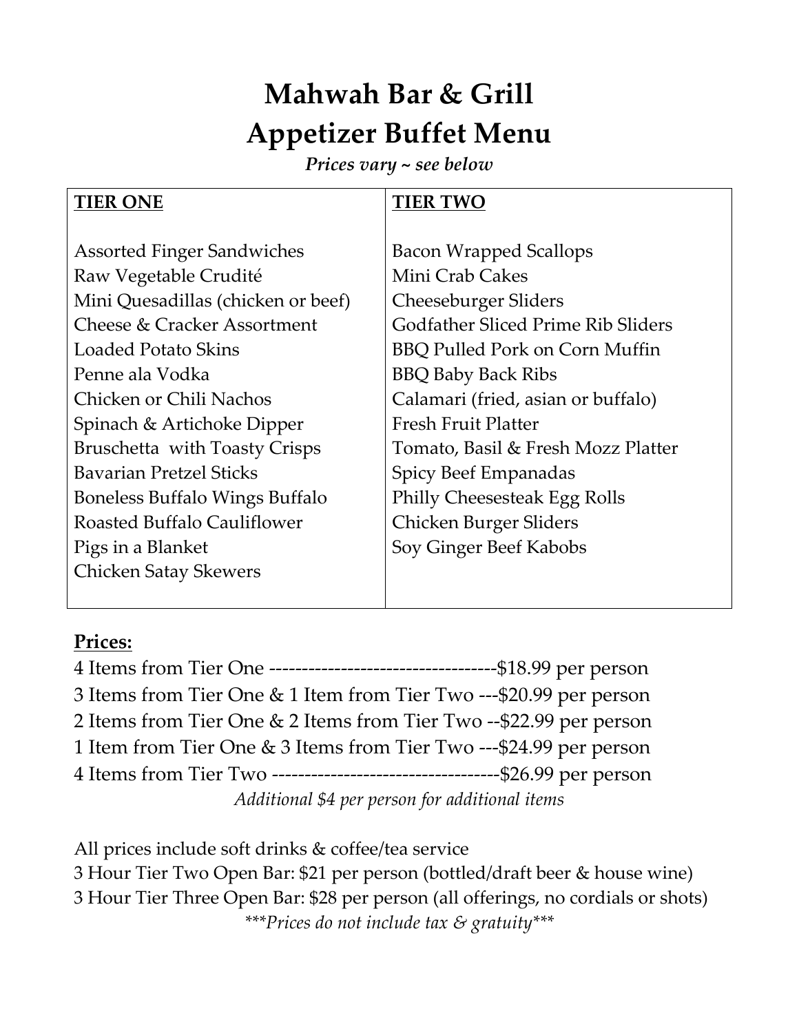# Mahwah Bar & Grill
# Appetizer Buffet Menu

*Prices vary ~ see below*

| TIER ONE | TIER TWO |
|---|---|
| Assorted Finger Sandwiches | Bacon Wrapped Scallops |
| Raw Vegetable Crudité | Mini Crab Cakes |
| Mini Quesadillas (chicken or beef) | Cheeseburger Sliders |
| Cheese & Cracker Assortment | Godfather Sliced Prime Rib Sliders |
| Loaded Potato Skins | BBQ Pulled Pork on Corn Muffin |
| Penne ala Vodka | BBQ Baby Back Ribs |
| Chicken or Chili Nachos | Calamari (fried, asian or buffalo) |
| Spinach & Artichoke Dipper | Fresh Fruit Platter |
| Bruschetta with Toasty Crisps | Tomato, Basil & Fresh Mozz Platter |
| Bavarian Pretzel Sticks | Spicy Beef Empanadas |
| Boneless Buffalo Wings Buffalo | Philly Cheesesteak Egg Rolls |
| Roasted Buffalo Cauliflower | Chicken Burger Sliders |
| Pigs in a Blanket | Soy Ginger Beef Kabobs |
| Chicken Satay Skewers | |

**Prices:**

4 Items from Tier One -----------------------------------$18.99 per person
3 Items from Tier One & 1 Item from Tier Two ---$20.99 per person
2 Items from Tier One & 2 Items from Tier Two --$22.99 per person
1 Item from Tier One & 3 Items from Tier Two ---$24.99 per person
4 Items from Tier Two -----------------------------------$26.99 per person

*Additional $4 per person for additional items*

All prices include soft drinks & coffee/tea service
3 Hour Tier Two Open Bar: $21 per person (bottled/draft beer & house wine)
3 Hour Tier Three Open Bar: $28 per person (all offerings, no cordials or shots)

****Prices do not include tax & gratuity****